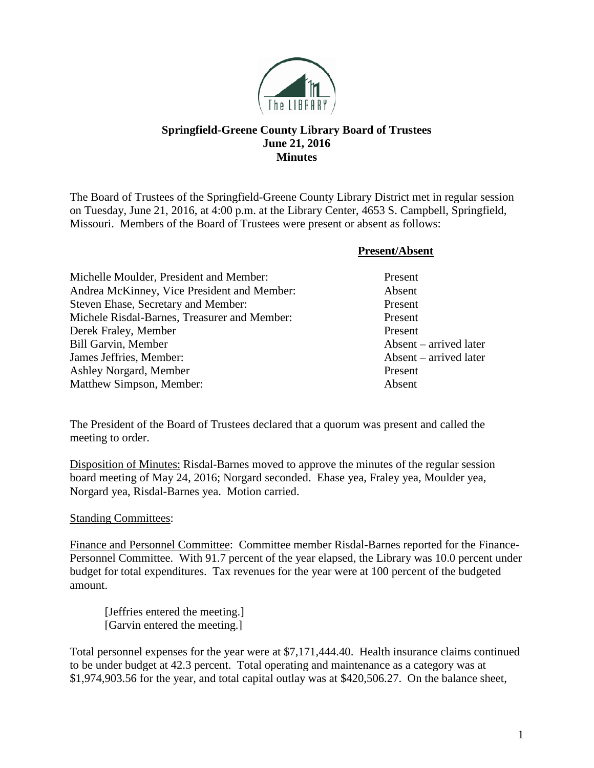**Springfield-Greene County Library Board of Trustees**
**June 21, 2016**
**Minutes**

The Board of Trustees of the Springfield-Greene County Library District met in regular session on Tuesday, June 21, 2016, at 4:00 p.m. at the Library Center, 4653 S. Campbell, Springfield, Missouri. Members of the Board of Trustees were present or absent as follows:

| | **Present/Absent** |
|---|---|
| Michelle Moulder, President and Member: | Present |
| Andrea McKinney, Vice President and Member: | Absent |
| Steven Ehase, Secretary and Member: | Present |
| Michele Risdal-Barnes, Treasurer and Member: | Present |
| Derek Fraley, Member | Present |
| Bill Garvin, Member | Absent – arrived later |
| James Jeffries, Member: | Absent – arrived later |
| Ashley Norgard, Member | Present |
| Matthew Simpson, Member: | Absent |

The President of the Board of Trustees declared that a quorum was present and called the meeting to order.

Disposition of Minutes: Risdal-Barnes moved to approve the minutes of the regular session board meeting of May 24, 2016; Norgard seconded. Ehase yea, Fraley yea, Moulder yea, Norgard yea, Risdal-Barnes yea. Motion carried.

Standing Committees:

Finance and Personnel Committee: Committee member Risdal-Barnes reported for the Finance-Personnel Committee. With 91.7 percent of the year elapsed, the Library was 10.0 percent under budget for total expenditures. Tax revenues for the year were at 100 percent of the budgeted amount.

> [Jeffries entered the meeting.]
> [Garvin entered the meeting.]

Total personnel expenses for the year were at $7,171,444.40. Health insurance claims continued to be under budget at 42.3 percent. Total operating and maintenance as a category was at $1,974,903.56 for the year, and total capital outlay was at $420,506.27. On the balance sheet,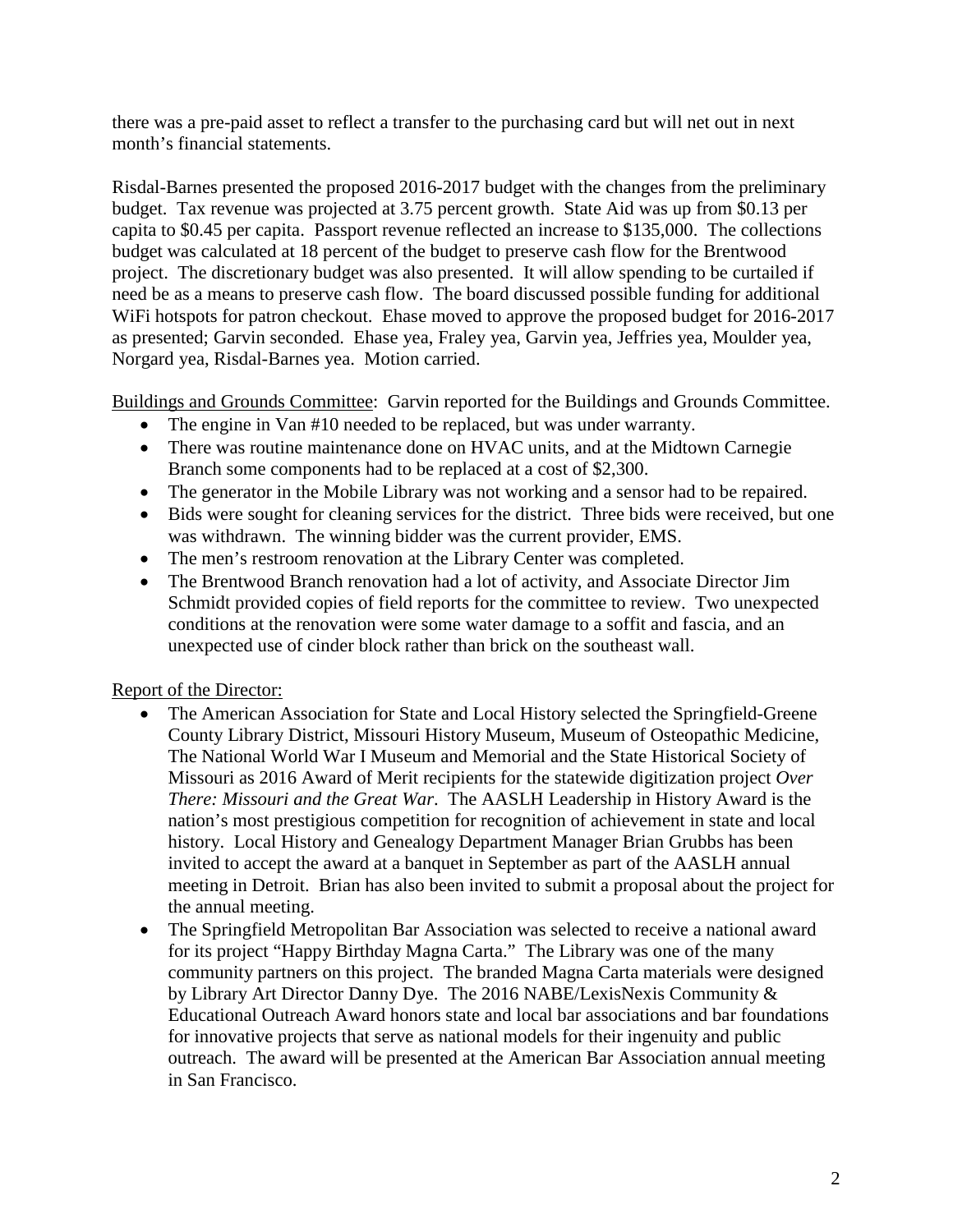there was a pre-paid asset to reflect a transfer to the purchasing card but will net out in next month's financial statements.

Risdal-Barnes presented the proposed 2016-2017 budget with the changes from the preliminary budget. Tax revenue was projected at 3.75 percent growth. State Aid was up from $0.13 per capita to $0.45 per capita. Passport revenue reflected an increase to $135,000. The collections budget was calculated at 18 percent of the budget to preserve cash flow for the Brentwood project. The discretionary budget was also presented. It will allow spending to be curtailed if need be as a means to preserve cash flow. The board discussed possible funding for additional WiFi hotspots for patron checkout. Ehase moved to approve the proposed budget for 2016-2017 as presented; Garvin seconded. Ehase yea, Fraley yea, Garvin yea, Jeffries yea, Moulder yea, Norgard yea, Risdal-Barnes yea. Motion carried.

<u>Buildings and Grounds Committee</u>: Garvin reported for the Buildings and Grounds Committee.

- The engine in Van #10 needed to be replaced, but was under warranty.
- There was routine maintenance done on HVAC units, and at the Midtown Carnegie Branch some components had to be replaced at a cost of $2,300.
- The generator in the Mobile Library was not working and a sensor had to be repaired.
- Bids were sought for cleaning services for the district. Three bids were received, but one was withdrawn. The winning bidder was the current provider, EMS.
- The men's restroom renovation at the Library Center was completed.
- The Brentwood Branch renovation had a lot of activity, and Associate Director Jim Schmidt provided copies of field reports for the committee to review. Two unexpected conditions at the renovation were some water damage to a soffit and fascia, and an unexpected use of cinder block rather than brick on the southeast wall.

<u>Report of the Director:</u>

- The American Association for State and Local History selected the Springfield-Greene County Library District, Missouri History Museum, Museum of Osteopathic Medicine, The National World War I Museum and Memorial and the State Historical Society of Missouri as 2016 Award of Merit recipients for the statewide digitization project *Over There: Missouri and the Great War*. The AASLH Leadership in History Award is the nation's most prestigious competition for recognition of achievement in state and local history. Local History and Genealogy Department Manager Brian Grubbs has been invited to accept the award at a banquet in September as part of the AASLH annual meeting in Detroit. Brian has also been invited to submit a proposal about the project for the annual meeting.
- The Springfield Metropolitan Bar Association was selected to receive a national award for its project "Happy Birthday Magna Carta." The Library was one of the many community partners on this project. The branded Magna Carta materials were designed by Library Art Director Danny Dye. The 2016 NABE/LexisNexis Community & Educational Outreach Award honors state and local bar associations and bar foundations for innovative projects that serve as national models for their ingenuity and public outreach. The award will be presented at the American Bar Association annual meeting in San Francisco.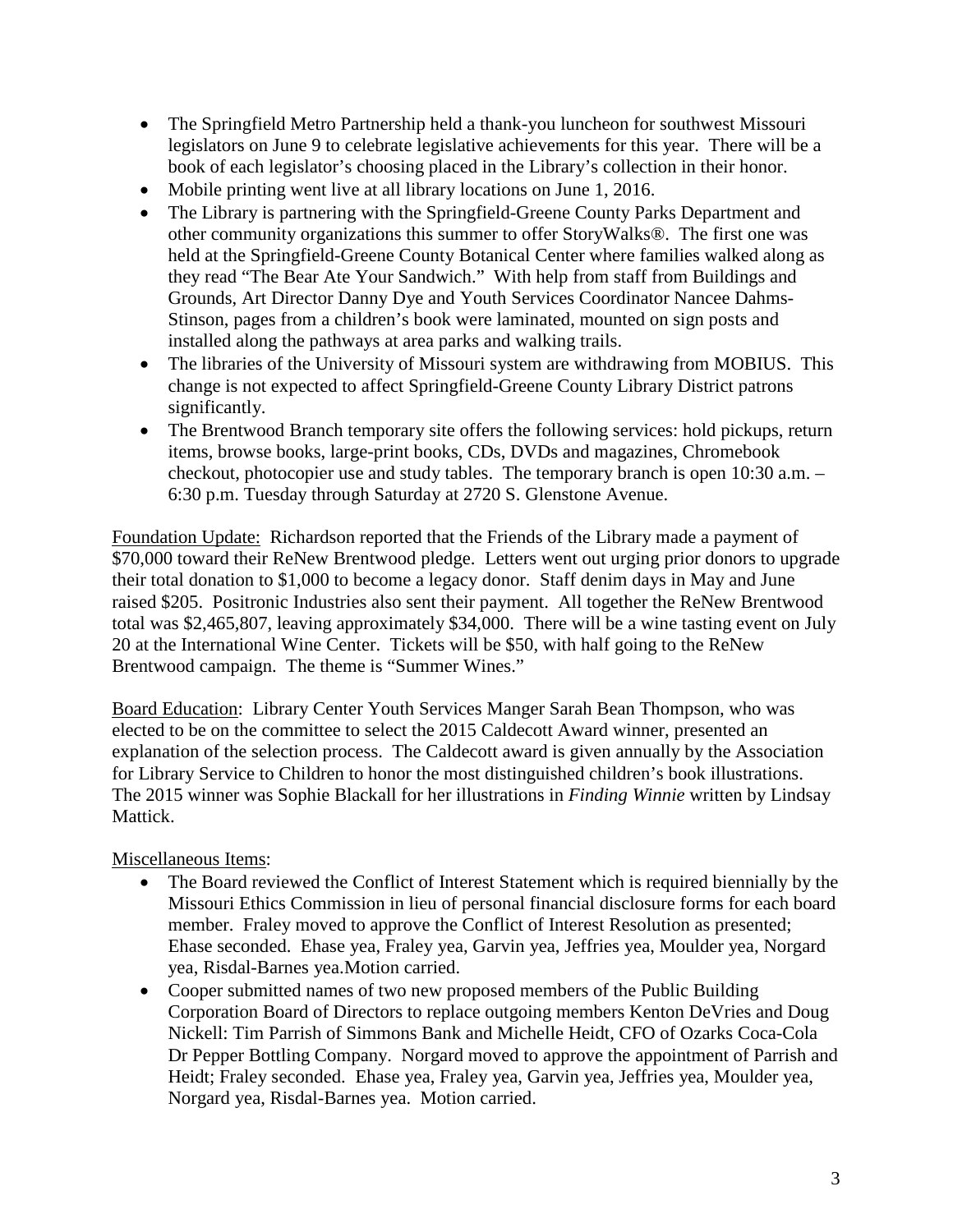- The Springfield Metro Partnership held a thank-you luncheon for southwest Missouri legislators on June 9 to celebrate legislative achievements for this year. There will be a book of each legislator's choosing placed in the Library's collection in their honor.
- Mobile printing went live at all library locations on June 1, 2016.
- The Library is partnering with the Springfield-Greene County Parks Department and other community organizations this summer to offer StoryWalks®. The first one was held at the Springfield-Greene County Botanical Center where families walked along as they read "The Bear Ate Your Sandwich." With help from staff from Buildings and Grounds, Art Director Danny Dye and Youth Services Coordinator Nancee Dahms-Stinson, pages from a children's book were laminated, mounted on sign posts and installed along the pathways at area parks and walking trails.
- The libraries of the University of Missouri system are withdrawing from MOBIUS. This change is not expected to affect Springfield-Greene County Library District patrons significantly.
- The Brentwood Branch temporary site offers the following services: hold pickups, return items, browse books, large-print books, CDs, DVDs and magazines, Chromebook checkout, photocopier use and study tables. The temporary branch is open 10:30 a.m. – 6:30 p.m. Tuesday through Saturday at 2720 S. Glenstone Avenue.

Foundation Update: Richardson reported that the Friends of the Library made a payment of $70,000 toward their ReNew Brentwood pledge. Letters went out urging prior donors to upgrade their total donation to $1,000 to become a legacy donor. Staff denim days in May and June raised $205. Positronic Industries also sent their payment. All together the ReNew Brentwood total was $2,465,807, leaving approximately $34,000. There will be a wine tasting event on July 20 at the International Wine Center. Tickets will be $50, with half going to the ReNew Brentwood campaign. The theme is "Summer Wines."

Board Education: Library Center Youth Services Manger Sarah Bean Thompson, who was elected to be on the committee to select the 2015 Caldecott Award winner, presented an explanation of the selection process. The Caldecott award is given annually by the Association for Library Service to Children to honor the most distinguished children's book illustrations. The 2015 winner was Sophie Blackall for her illustrations in *Finding Winnie* written by Lindsay Mattick.

Miscellaneous Items:

- The Board reviewed the Conflict of Interest Statement which is required biennially by the Missouri Ethics Commission in lieu of personal financial disclosure forms for each board member. Fraley moved to approve the Conflict of Interest Resolution as presented; Ehase seconded. Ehase yea, Fraley yea, Garvin yea, Jeffries yea, Moulder yea, Norgard yea, Risdal-Barnes yea.Motion carried.
- Cooper submitted names of two new proposed members of the Public Building Corporation Board of Directors to replace outgoing members Kenton DeVries and Doug Nickell: Tim Parrish of Simmons Bank and Michelle Heidt, CFO of Ozarks Coca-Cola Dr Pepper Bottling Company. Norgard moved to approve the appointment of Parrish and Heidt; Fraley seconded. Ehase yea, Fraley yea, Garvin yea, Jeffries yea, Moulder yea, Norgard yea, Risdal-Barnes yea. Motion carried.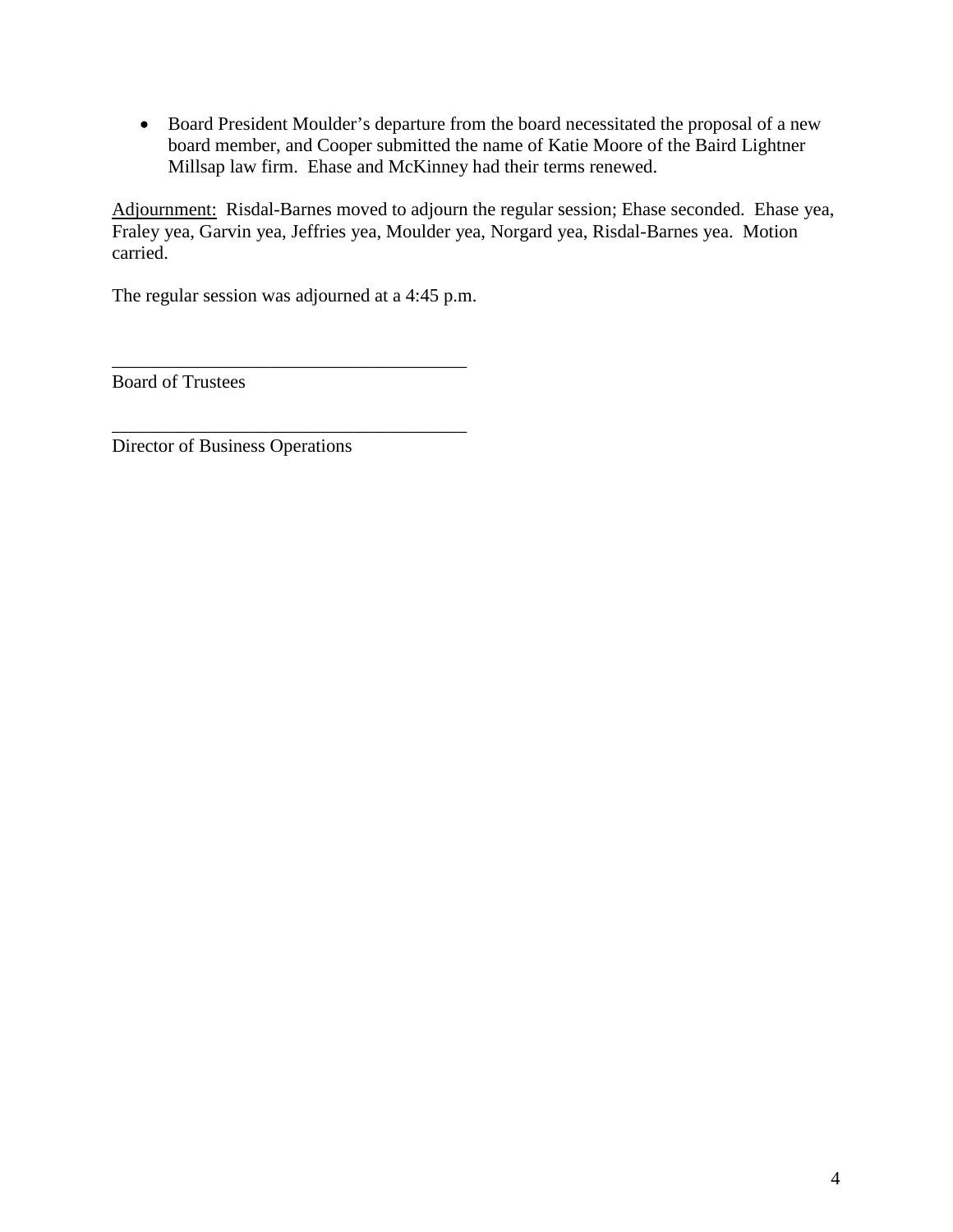- Board President Moulder's departure from the board necessitated the proposal of a new board member, and Cooper submitted the name of Katie Moore of the Baird Lightner Millsap law firm. Ehase and McKinney had their terms renewed.

Adjournment: Risdal-Barnes moved to adjourn the regular session; Ehase seconded. Ehase yea, Fraley yea, Garvin yea, Jeffries yea, Moulder yea, Norgard yea, Risdal-Barnes yea. Motion carried.

The regular session was adjourned at a 4:45 p.m.

_______________________________________
Board of Trustees

_______________________________________
Director of Business Operations